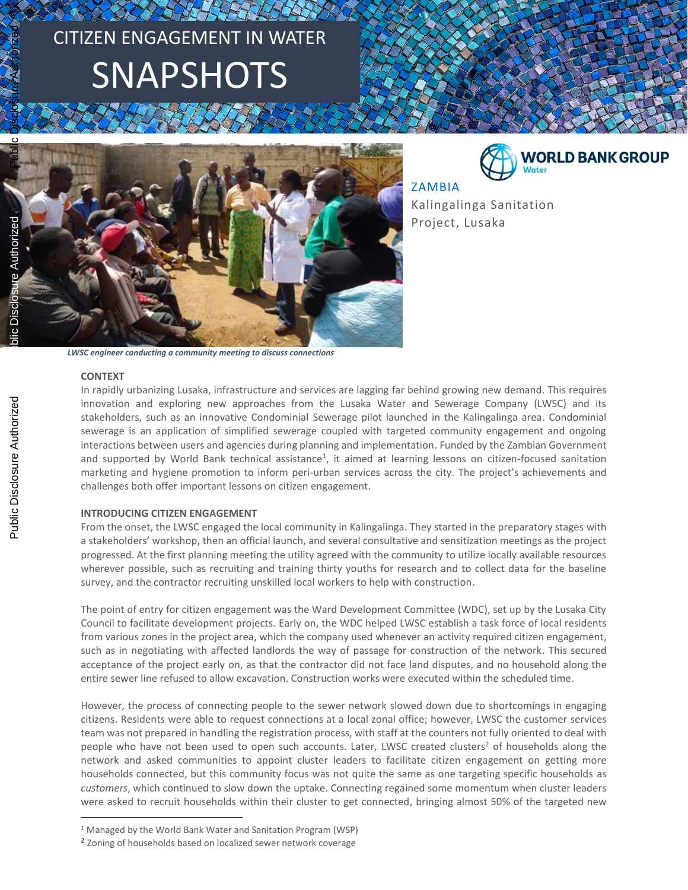# CITIZEN ENGAGEMENT IN WATER

# SNAPSHOTS

WORLD BANK GROUP
Water

ZAMBIA

Kalingalinga Sanitation Project, Lusaka

*LWSC engineer conducting a community meeting to discuss connections*

## CONTEXT

In rapidly urbanizing Lusaka, infrastructure and services are lagging far behind growing new demand. This requires innovation and exploring new approaches from the Lusaka Water and Sewerage Company (LWSC) and its stakeholders, such as an innovative Condominial Sewerage pilot launched in the Kalingalinga area. Condominial sewerage is an application of simplified sewerage coupled with targeted community engagement and ongoing interactions between users and agencies during planning and implementation. Funded by the Zambian Government and supported by World Bank technical assistance[1], it aimed at learning lessons on citizen-focused sanitation marketing and hygiene promotion to inform peri-urban services across the city. The project's achievements and challenges both offer important lessons on citizen engagement.

## INTRODUCING CITIZEN ENGAGEMENT

From the onset, the LWSC engaged the local community in Kalingalinga. They started in the preparatory stages with a stakeholders' workshop, then an official launch, and several consultative and sensitization meetings as the project progressed. At the first planning meeting the utility agreed with the community to utilize locally available resources wherever possible, such as recruiting and training thirty youths for research and to collect data for the baseline survey, and the contractor recruiting unskilled local workers to help with construction.

The point of entry for citizen engagement was the Ward Development Committee (WDC), set up by the Lusaka City Council to facilitate development projects. Early on, the WDC helped LWSC establish a task force of local residents from various zones in the project area, which the company used whenever an activity required citizen engagement, such as in negotiating with affected landlords the way of passage for construction of the network. This secured acceptance of the project early on, as that the contractor did not face land disputes, and no household along the entire sewer line refused to allow excavation. Construction works were executed within the scheduled time.

However, the process of connecting people to the sewer network slowed down due to shortcomings in engaging citizens. Residents were able to request connections at a local zonal office; however, LWSC the customer services team was not prepared in handling the registration process, with staff at the counters not fully oriented to deal with people who have not been used to open such accounts. Later, LWSC created clusters[2] of households along the network and asked communities to appoint cluster leaders to facilitate citizen engagement on getting more households connected, but this community focus was not quite the same as one targeting specific households as *customers*, which continued to slow down the uptake. Connecting regained some momentum when cluster leaders were asked to recruit households within their cluster to get connected, bringing almost 50% of the targeted new

---

[1] Managed by the World Bank Water and Sanitation Program (WSP)

[2] Zoning of households based on localized sewer network coverage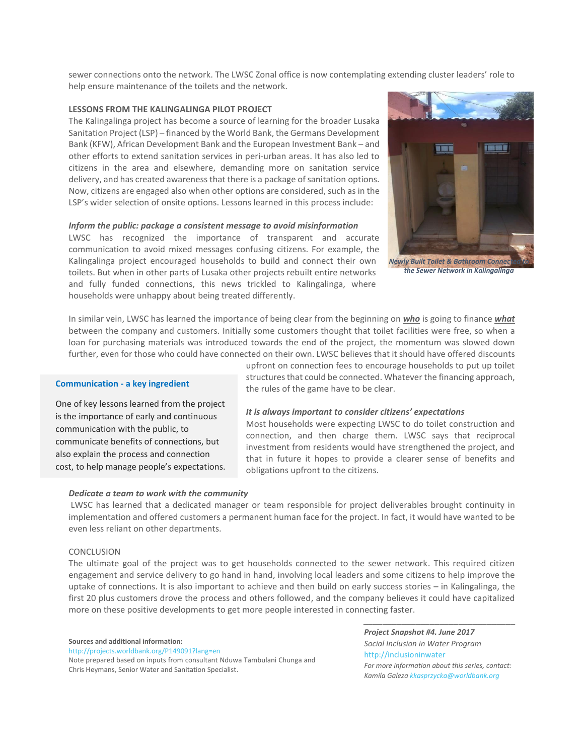sewer connections onto the network. The LWSC Zonal office is now contemplating extending cluster leaders' role to help ensure maintenance of the toilets and the network.

**LESSONS FROM THE KALINGALINGA PILOT PROJECT**

The Kalingalinga project has become a source of learning for the broader Lusaka Sanitation Project (LSP) – financed by the World Bank, the Germans Development Bank (KFW), African Development Bank and the European Investment Bank – and other efforts to extend sanitation services in peri-urban areas. It has also led to citizens in the area and elsewhere, demanding more on sanitation service delivery, and has created awareness that there is a package of sanitation options. Now, citizens are engaged also when other options are considered, such as in the LSP's wider selection of onsite options. Lessons learned in this process include:

*Newly Built Toilet & Bathroom Connected to the Sewer Network in Kalingalinga*

***Inform the public: package a consistent message to avoid misinformation***

LWSC has recognized the importance of transparent and accurate communication to avoid mixed messages confusing citizens. For example, the Kalingalinga project encouraged households to build and connect their own toilets. But when in other parts of Lusaka other projects rebuilt entire networks and fully funded connections, this news trickled to Kalingalinga, where households were unhappy about being treated differently.

In similar vein, LWSC has learned the importance of being clear from the beginning on ***who*** is going to finance ***what*** between the company and customers. Initially some customers thought that toilet facilities were free, so when a loan for purchasing materials was introduced towards the end of the project, the momentum was slowed down further, even for those who could have connected on their own. LWSC believes that it should have offered discounts upfront on connection fees to encourage households to put up toilet structures that could be connected. Whatever the financing approach, the rules of the game have to be clear.

**Communication - a key ingredient**

One of key lessons learned from the project is the importance of early and continuous communication with the public, to communicate benefits of connections, but also explain the process and connection cost, to help manage people's expectations.

***It is always important to consider citizens' expectations***

Most households were expecting LWSC to do toilet construction and connection, and then charge them. LWSC says that reciprocal investment from residents would have strengthened the project, and that in future it hopes to provide a clearer sense of benefits and obligations upfront to the citizens.

***Dedicate a team to work with the community***

LWSC has learned that a dedicated manager or team responsible for project deliverables brought continuity in implementation and offered customers a permanent human face for the project. In fact, it would have wanted to be even less reliant on other departments.

CONCLUSION

The ultimate goal of the project was to get households connected to the sewer network. This required citizen engagement and service delivery to go hand in hand, involving local leaders and some citizens to help improve the uptake of connections. It is also important to achieve and then build on early success stories – in Kalingalinga, the first 20 plus customers drove the process and others followed, and the company believes it could have capitalized more on these positive developments to get more people interested in connecting faster.

**Sources and additional information:**
http://projects.worldbank.org/P149091?lang=en
Note prepared based on inputs from consultant Nduwa Tambulani Chunga and Chris Heymans, Senior Water and Sanitation Specialist.

***Project Snapshot #4. June 2017***
*Social Inclusion in Water Program*
http://inclusioninwater
*For more information about this series, contact: Kamila Galeza* kkasprzycka@worldbank.org